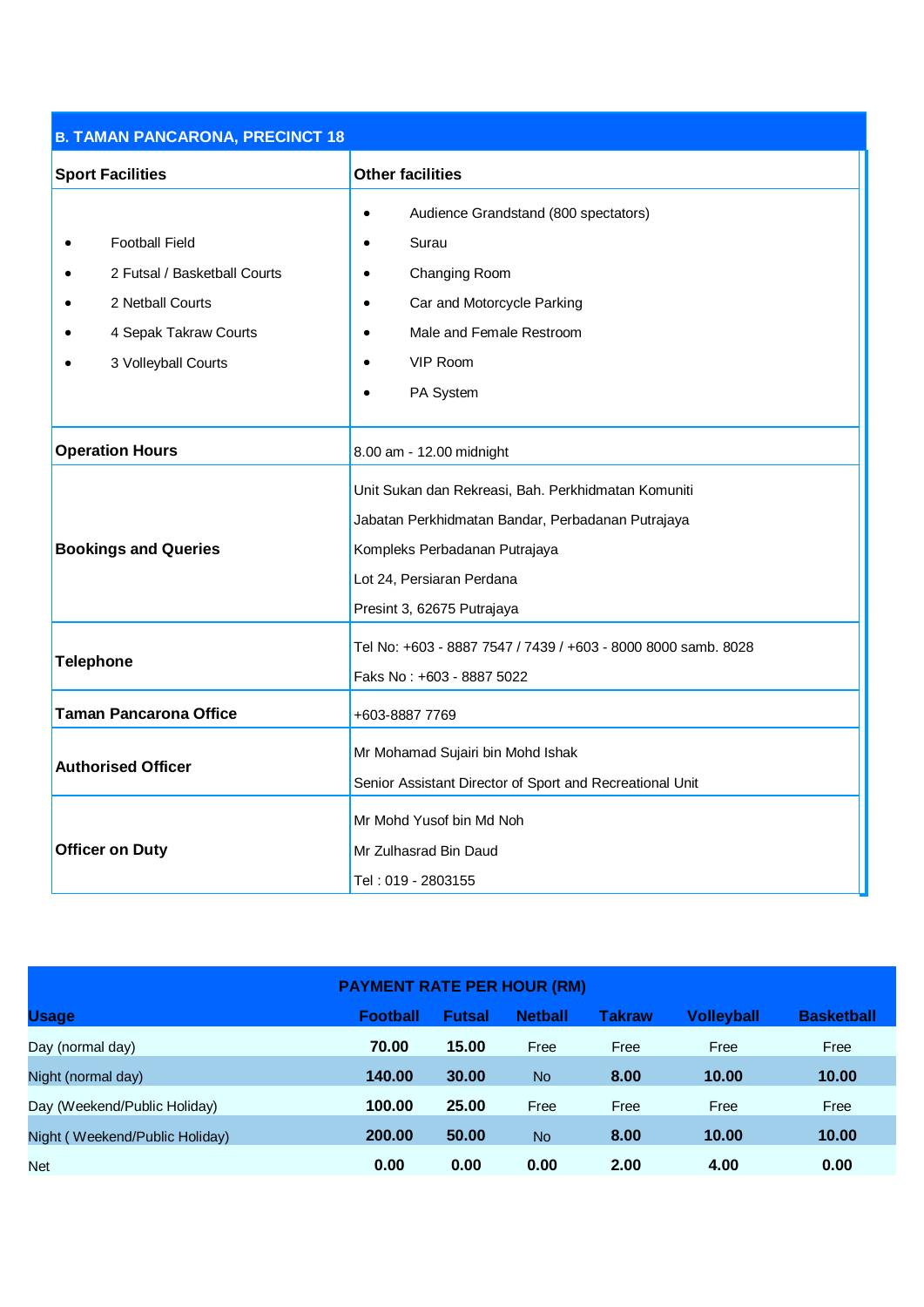## B. TAMAN PANCARONA, PRECINCT 18

| Sport Facilities | Other facilities |
|---|---|
| • Football Field<br>• 2 Futsal / Basketball Courts<br>• 2 Netball Courts<br>• 4 Sepak Takraw Courts<br>• 3 Volleyball Courts | • Audience Grandstand (800 spectators)<br>• Surau<br>• Changing Room<br>• Car and Motorcycle Parking<br>• Male and Female Restroom<br>• VIP Room<br>• PA System |
| **Operation Hours** | 8.00 am - 12.00 midnight |
| **Bookings and Queries** | Unit Sukan dan Rekreasi, Bah. Perkhidmatan Komuniti<br>Jabatan Perkhidmatan Bandar, Perbadanan Putrajaya<br>Kompleks Perbadanan Putrajaya<br>Lot 24, Persiaran Perdana<br>Presint 3, 62675 Putrajaya |
| **Telephone** | Tel No: +603 - 8887 7547 / 7439 / +603 - 8000 8000 samb. 8028<br>Faks No : +603 - 8887 5022 |
| **Taman Pancarona Office** | +603-8887 7769 |
| **Authorised Officer** | Mr Mohamad Sujairi bin Mohd Ishak<br>Senior Assistant Director of Sport and Recreational Unit |
| **Officer on Duty** | Mr Mohd Yusof bin Md Noh<br>Mr Zulhasrad Bin Daud<br>Tel : 019 - 2803155 |

**PAYMENT RATE PER HOUR (RM)**

| Usage | Football | Futsal | Netball | Takraw | Volleyball | Basketball |
|---|---|---|---|---|---|---|
| Day (normal day) | **70.00** | **15.00** | Free | Free | Free | Free |
| Night (normal day) | **140.00** | **30.00** | No | **8.00** | **10.00** | **10.00** |
| Day (Weekend/Public Holiday) | **100.00** | **25.00** | Free | Free | Free | Free |
| Night ( Weekend/Public Holiday) | **200.00** | **50.00** | No | **8.00** | **10.00** | **10.00** |
| Net | **0.00** | **0.00** | **0.00** | **2.00** | **4.00** | **0.00** |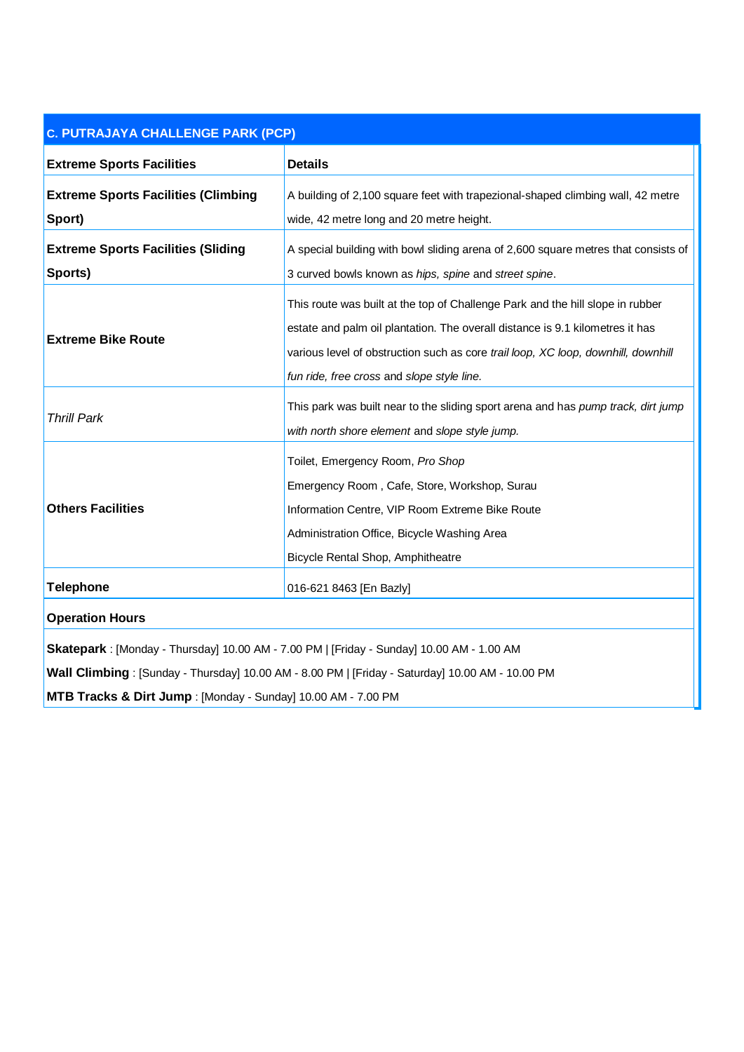## C. PUTRAJAYA CHALLENGE PARK (PCP)

| Extreme Sports Facilities | Details |
|---|---|
| **Extreme Sports Facilities (Climbing Sport)** | A building of 2,100 square feet with trapezional-shaped climbing wall, 42 metre wide, 42 metre long and 20 metre height. |
| **Extreme Sports Facilities (Sliding Sports)** | A special building with bowl sliding arena of 2,600 square metres that consists of 3 curved bowls known as *hips, spine* and *street spine*. |
| **Extreme Bike Route** | This route was built at the top of Challenge Park and the hill slope in rubber estate and palm oil plantation. The overall distance is 9.1 kilometres it has various level of obstruction such as core *trail loop, XC loop, downhill, downhill fun ride, free cross* and *slope style line.* |
| *Thrill Park* | This park was built near to the sliding sport arena and has *pump track, dirt jump with north shore element* and *slope style jump.* |
| **Others Facilities** | Toilet, Emergency Room, *Pro Shop*<br>Emergency Room , Cafe, Store, Workshop, Surau<br>Information Centre, VIP Room Extreme Bike Route<br>Administration Office, Bicycle Washing Area<br>Bicycle Rental Shop, Amphitheatre |
| **Telephone** | 016-621 8463 [En Bazly] |

**Operation Hours**

**Skatepark** : [Monday - Thursday] 10.00 AM - 7.00 PM | [Friday - Sunday] 10.00 AM - 1.00 AM

**Wall Climbing** : [Sunday - Thursday] 10.00 AM - 8.00 PM | [Friday - Saturday] 10.00 AM - 10.00 PM

**MTB Tracks & Dirt Jump** : [Monday - Sunday] 10.00 AM - 7.00 PM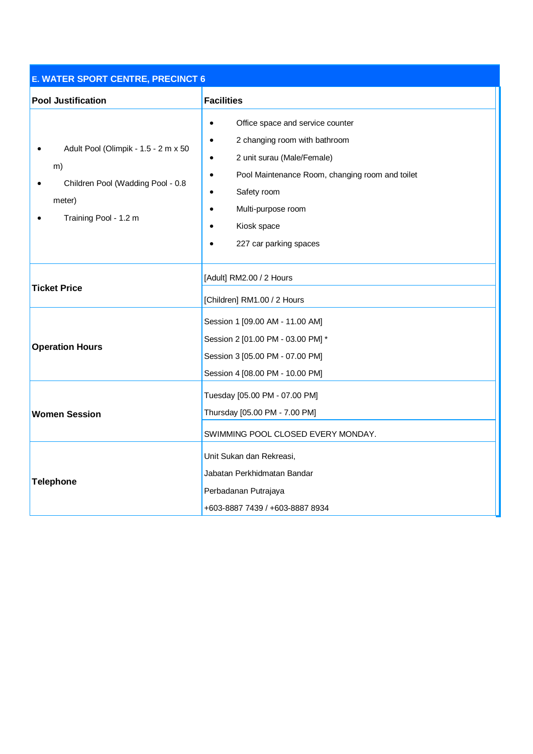## E. WATER SPORT CENTRE, PRECINCT 6

| Pool Justification | Facilities |
|---|---|
| • Adult Pool (Olimpik - 1.5 - 2 m x 50 m)<br>• Children Pool (Wadding Pool - 0.8 meter)<br>• Training Pool - 1.2 m | • Office space and service counter<br>• 2 changing room with bathroom<br>• 2 unit surau (Male/Female)<br>• Pool Maintenance Room, changing room and toilet<br>• Safety room<br>• Multi-purpose room<br>• Kiosk space<br>• 227 car parking spaces |
| **Ticket Price** | [Adult] RM2.00 / 2 Hours<br>[Children] RM1.00 / 2 Hours |
| **Operation Hours** | Session 1 [09.00 AM - 11.00 AM]<br>Session 2 [01.00 PM - 03.00 PM] *<br>Session 3 [05.00 PM - 07.00 PM]<br>Session 4 [08.00 PM - 10.00 PM] |
| **Women Session** | Tuesday [05.00 PM - 07.00 PM]<br>Thursday [05.00 PM - 7.00 PM]<br>SWIMMING POOL CLOSED EVERY MONDAY. |
| **Telephone** | Unit Sukan dan Rekreasi,<br>Jabatan Perkhidmatan Bandar<br>Perbadanan Putrajaya<br>+603-8887 7439 / +603-8887 8934 |